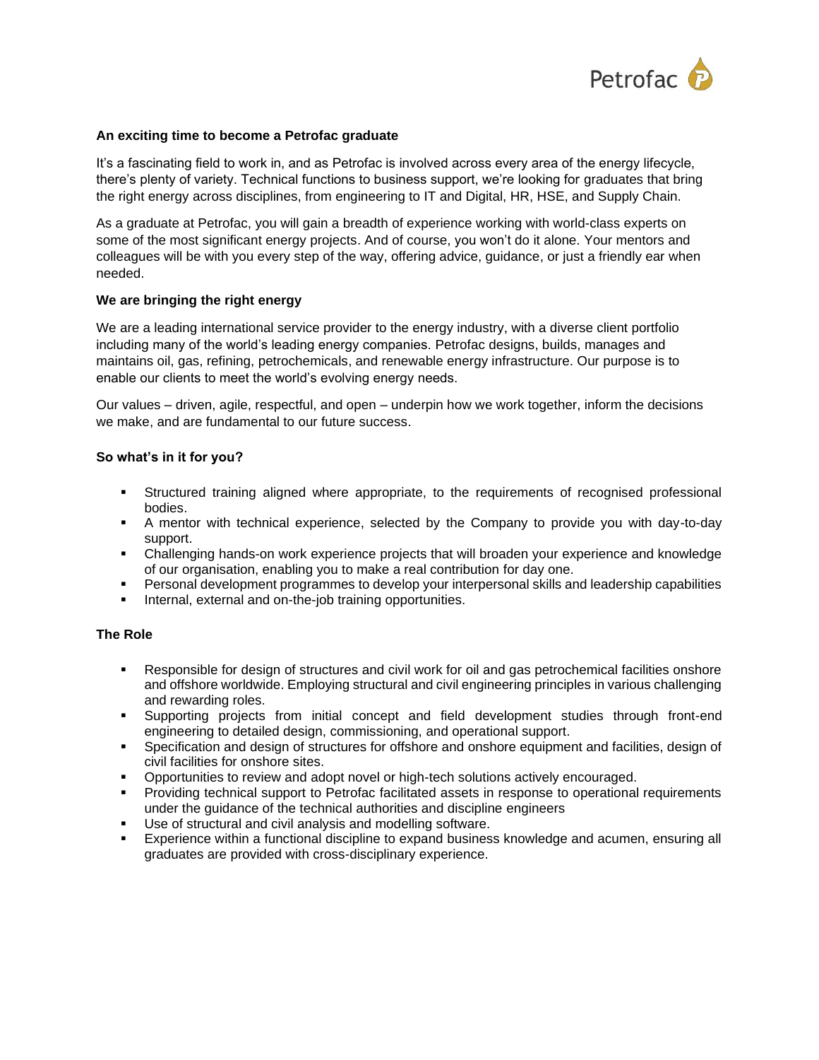## An exciting time to become a Petrofac graduate

It's a fascinating field to work in, and as Petrofac is involved across every area of the energy lifecycle, there's plenty of variety. Technical functions to business support, we're looking for graduates that bring the right energy across disciplines, from engineering to IT and Digital, HR, HSE, and Supply Chain.

As a graduate at Petrofac, you will gain a breadth of experience working with world-class experts on some of the most significant energy projects. And of course, you won't do it alone. Your mentors and colleagues will be with you every step of the way, offering advice, guidance, or just a friendly ear when needed.

## We are bringing the right energy

We are a leading international service provider to the energy industry, with a diverse client portfolio including many of the world's leading energy companies. Petrofac designs, builds, manages and maintains oil, gas, refining, petrochemicals, and renewable energy infrastructure. Our purpose is to enable our clients to meet the world's evolving energy needs.

Our values – driven, agile, respectful, and open – underpin how we work together, inform the decisions we make, and are fundamental to our future success.

## So what's in it for you?

- Structured training aligned where appropriate, to the requirements of recognised professional bodies.
- A mentor with technical experience, selected by the Company to provide you with day-to-day support.
- Challenging hands-on work experience projects that will broaden your experience and knowledge of our organisation, enabling you to make a real contribution for day one.
- Personal development programmes to develop your interpersonal skills and leadership capabilities
- Internal, external and on-the-job training opportunities.

## The Role

- Responsible for design of structures and civil work for oil and gas petrochemical facilities onshore and offshore worldwide. Employing structural and civil engineering principles in various challenging and rewarding roles.
- Supporting projects from initial concept and field development studies through front-end engineering to detailed design, commissioning, and operational support.
- Specification and design of structures for offshore and onshore equipment and facilities, design of civil facilities for onshore sites.
- Opportunities to review and adopt novel or high-tech solutions actively encouraged.
- Providing technical support to Petrofac facilitated assets in response to operational requirements under the guidance of the technical authorities and discipline engineers
- Use of structural and civil analysis and modelling software.
- Experience within a functional discipline to expand business knowledge and acumen, ensuring all graduates are provided with cross-disciplinary experience.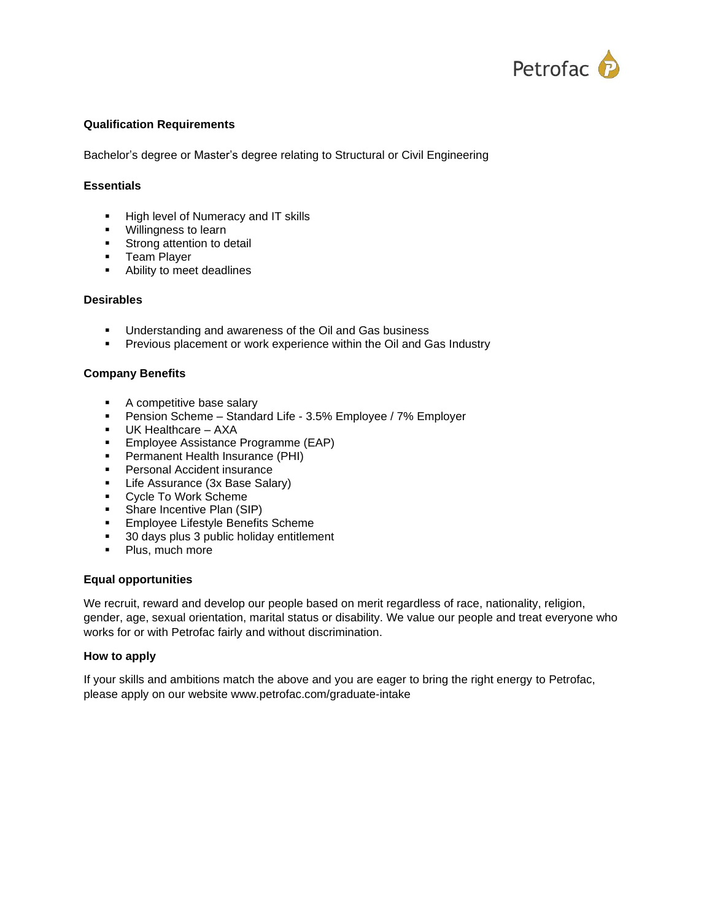**Qualification Requirements**

Bachelor's degree or Master's degree relating to Structural or Civil Engineering

**Essentials**

- High level of Numeracy and IT skills
- Willingness to learn
- Strong attention to detail
- Team Player
- Ability to meet deadlines

**Desirables**

- Understanding and awareness of the Oil and Gas business
- Previous placement or work experience within the Oil and Gas Industry

**Company Benefits**

- A competitive base salary
- Pension Scheme – Standard Life - 3.5% Employee / 7% Employer
- UK Healthcare – AXA
- Employee Assistance Programme (EAP)
- Permanent Health Insurance (PHI)
- Personal Accident insurance
- Life Assurance (3x Base Salary)
- Cycle To Work Scheme
- Share Incentive Plan (SIP)
- Employee Lifestyle Benefits Scheme
- 30 days plus 3 public holiday entitlement
- Plus, much more

**Equal opportunities**

We recruit, reward and develop our people based on merit regardless of race, nationality, religion, gender, age, sexual orientation, marital status or disability. We value our people and treat everyone who works for or with Petrofac fairly and without discrimination.

**How to apply**

If your skills and ambitions match the above and you are eager to bring the right energy to Petrofac, please apply on our website www.petrofac.com/graduate-intake